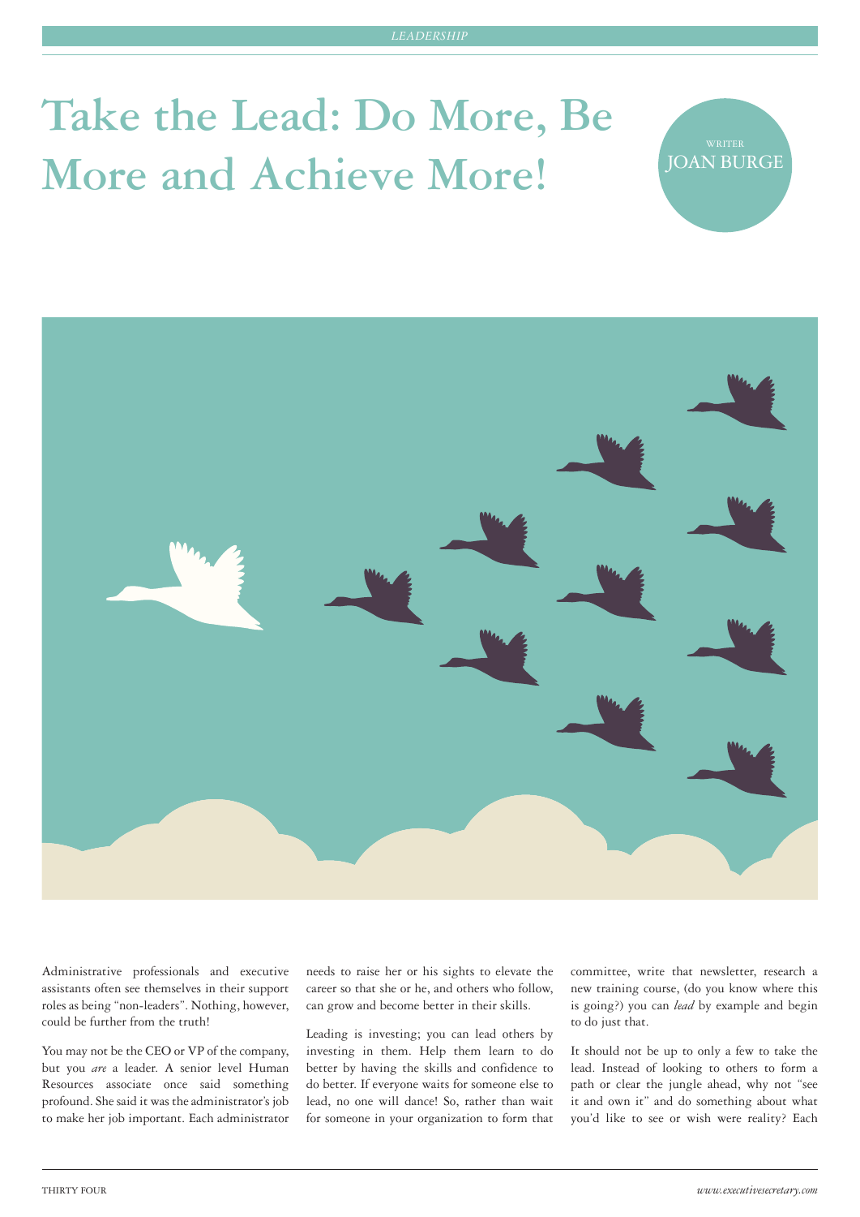# Take the Lead: Do More, Be More and Achieve More!

WRITER
JOAN BURGE

Administrative professionals and executive assistants often see themselves in their support roles as being "non-leaders". Nothing, however, could be further from the truth!

You may not be the CEO or VP of the company, but you *are* a leader. A senior level Human Resources associate once said something profound. She said it was the administrator's job to make her job important. Each administrator needs to raise her or his sights to elevate the career so that she or he, and others who follow, can grow and become better in their skills.

Leading is investing; you can lead others by investing in them. Help them learn to do better by having the skills and confidence to do better. If everyone waits for someone else to lead, no one will dance! So, rather than wait for someone in your organization to form that committee, write that newsletter, research a new training course, (do you know where this is going?) you can *lead* by example and begin to do just that.

It should not be up to only a few to take the lead. Instead of looking to others to form a path or clear the jungle ahead, why not "see it and own it" and do something about what you'd like to see or wish were reality? Each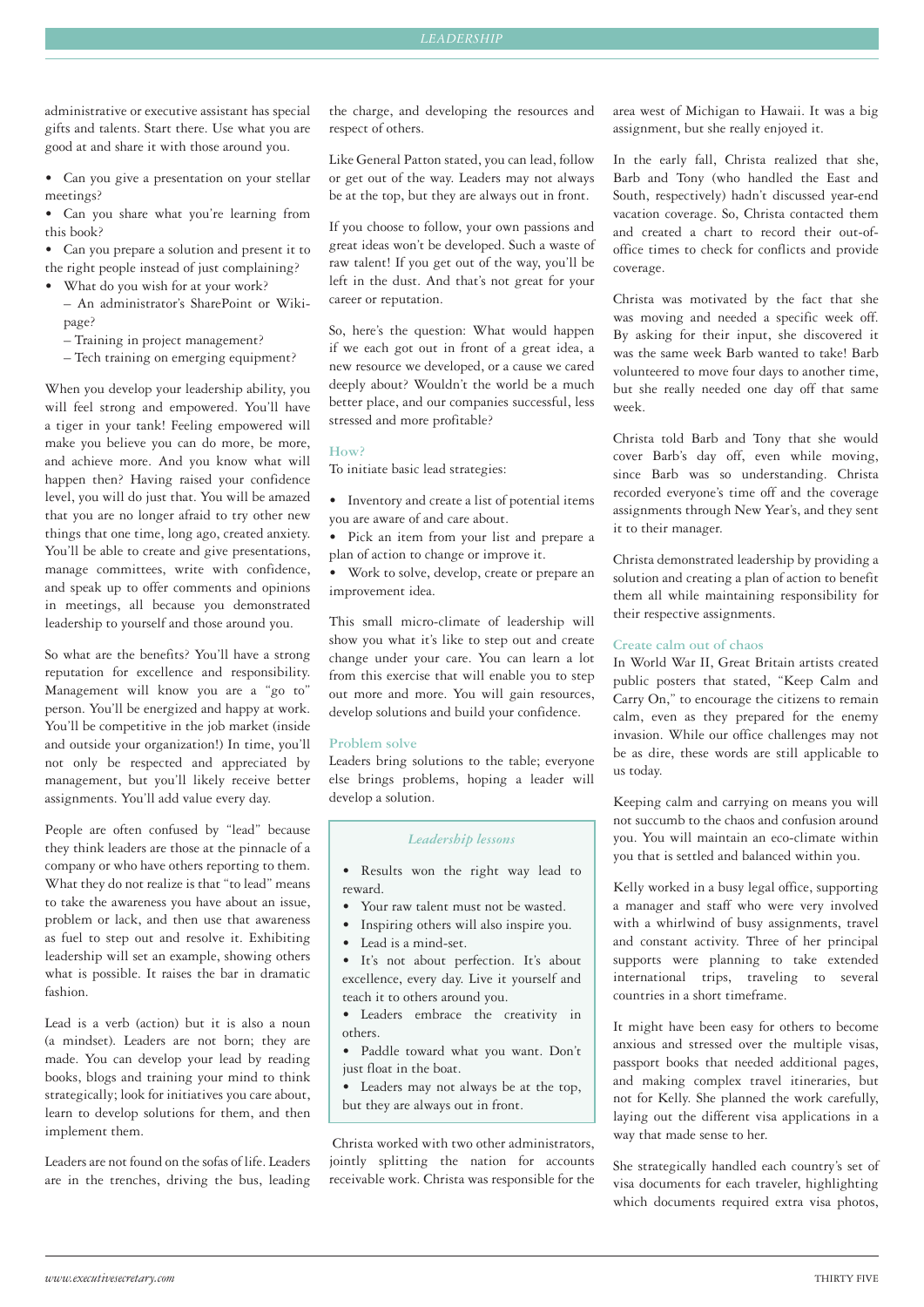administrative or executive assistant has special gifts and talents. Start there. Use what you are good at and share it with those around you.

- Can you give a presentation on your stellar meetings?
- Can you share what you're learning from this book?
- Can you prepare a solution and present it to the right people instead of just complaining?
- What do you wish for at your work?
  - An administrator's SharePoint or Wiki-page?
  - Training in project management?
  - Tech training on emerging equipment?

When you develop your leadership ability, you will feel strong and empowered. You'll have a tiger in your tank! Feeling empowered will make you believe you can do more, be more, and achieve more. And you know what will happen then? Having raised your confidence level, you will do just that. You will be amazed that you are no longer afraid to try other new things that one time, long ago, created anxiety. You'll be able to create and give presentations, manage committees, write with confidence, and speak up to offer comments and opinions in meetings, all because you demonstrated leadership to yourself and those around you.

So what are the benefits? You'll have a strong reputation for excellence and responsibility. Management will know you are a "go to" person. You'll be energized and happy at work. You'll be competitive in the job market (inside and outside your organization!) In time, you'll not only be respected and appreciated by management, but you'll likely receive better assignments. You'll add value every day.

People are often confused by "lead" because they think leaders are those at the pinnacle of a company or who have others reporting to them. What they do not realize is that "to lead" means to take the awareness you have about an issue, problem or lack, and then use that awareness as fuel to step out and resolve it. Exhibiting leadership will set an example, showing others what is possible. It raises the bar in dramatic fashion.

Lead is a verb (action) but it is also a noun (a mindset). Leaders are not born; they are made. You can develop your lead by reading books, blogs and training your mind to think strategically; look for initiatives you care about, learn to develop solutions for them, and then implement them.

Leaders are not found on the sofas of life. Leaders are in the trenches, driving the bus, leading the charge, and developing the resources and respect of others.

Like General Patton stated, you can lead, follow or get out of the way. Leaders may not always be at the top, but they are always out in front.

If you choose to follow, your own passions and great ideas won't be developed. Such a waste of raw talent! If you get out of the way, you'll be left in the dust. And that's not great for your career or reputation.

So, here's the question: What would happen if we each got out in front of a great idea, a new resource we developed, or a cause we cared deeply about? Wouldn't the world be a much better place, and our companies successful, less stressed and more profitable?

### How?

To initiate basic lead strategies:

- Inventory and create a list of potential items you are aware of and care about.
- Pick an item from your list and prepare a plan of action to change or improve it.
- Work to solve, develop, create or prepare an improvement idea.

This small micro-climate of leadership will show you what it's like to step out and create change under your care. You can learn a lot from this exercise that will enable you to step out more and more. You will gain resources, develop solutions and build your confidence.

### Problem solve

Leaders bring solutions to the table; everyone else brings problems, hoping a leader will develop a solution.

> *Leadership lessons*
>
> - Results won the right way lead to reward.
> - Your raw talent must not be wasted.
> - Inspiring others will also inspire you.
> - Lead is a mind-set.
> - It's not about perfection. It's about excellence, every day. Live it yourself and teach it to others around you.
> - Leaders embrace the creativity in others.
> - Paddle toward what you want. Don't just float in the boat.
> - Leaders may not always be at the top, but they are always out in front.

Christa worked with two other administrators, jointly splitting the nation for accounts receivable work. Christa was responsible for the area west of Michigan to Hawaii. It was a big assignment, but she really enjoyed it.

In the early fall, Christa realized that she, Barb and Tony (who handled the East and South, respectively) hadn't discussed year-end vacation coverage. So, Christa contacted them and created a chart to record their out-of-office times to check for conflicts and provide coverage.

Christa was motivated by the fact that she was moving and needed a specific week off. By asking for their input, she discovered it was the same week Barb wanted to take! Barb volunteered to move four days to another time, but she really needed one day off that same week.

Christa told Barb and Tony that she would cover Barb's day off, even while moving, since Barb was so understanding. Christa recorded everyone's time off and the coverage assignments through New Year's, and they sent it to their manager.

Christa demonstrated leadership by providing a solution and creating a plan of action to benefit them all while maintaining responsibility for their respective assignments.

### Create calm out of chaos

In World War II, Great Britain artists created public posters that stated, "Keep Calm and Carry On," to encourage the citizens to remain calm, even as they prepared for the enemy invasion. While our office challenges may not be as dire, these words are still applicable to us today.

Keeping calm and carrying on means you will not succumb to the chaos and confusion around you. You will maintain an eco-climate within you that is settled and balanced within you.

Kelly worked in a busy legal office, supporting a manager and staff who were very involved with a whirlwind of busy assignments, travel and constant activity. Three of her principal supports were planning to take extended international trips, traveling to several countries in a short timeframe.

It might have been easy for others to become anxious and stressed over the multiple visas, passport books that needed additional pages, and making complex travel itineraries, but not for Kelly. She planned the work carefully, laying out the different visa applications in a way that made sense to her.

She strategically handled each country's set of visa documents for each traveler, highlighting which documents required extra visa photos,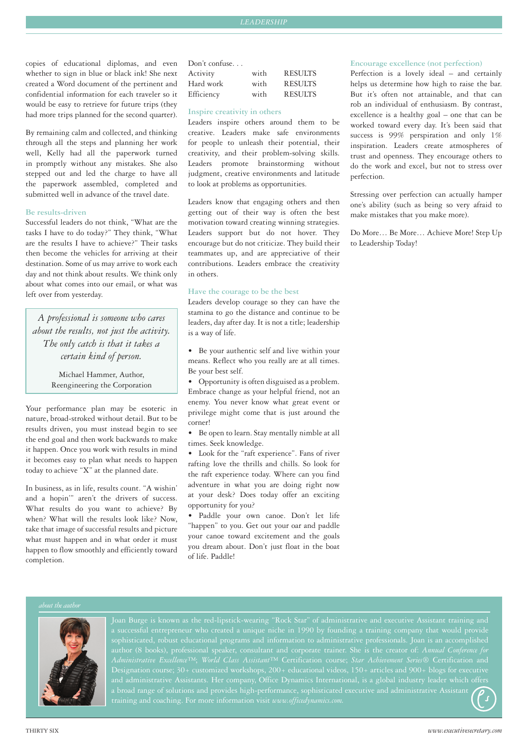copies of educational diplomas, and even whether to sign in blue or black ink! She next created a Word document of the pertinent and confidential information for each traveler so it would be easy to retrieve for future trips (they had more trips planned for the second quarter).

By remaining calm and collected, and thinking through all the steps and planning her work well, Kelly had all the paperwork turned in promptly without any mistakes. She also stepped out and led the charge to have all the paperwork assembled, completed and submitted well in advance of the travel date.

### Be results-driven

Successful leaders do not think, "What are the tasks I have to do today?" They think, "What are the results I have to achieve?" Their tasks then become the vehicles for arriving at their destination. Some of us may arrive to work each day and not think about results. We think only about what comes into our email, or what was left over from yesterday.

> *A professional is someone who cares about the results, not just the activity. The only catch is that it takes a certain kind of person.*
>
> Michael Hammer, Author, Reengineering the Corporation

Your performance plan may be esoteric in nature, broad-stroked without detail. But to be results driven, you must instead begin to see the end goal and then work backwards to make it happen. Once you work with results in mind it becomes easy to plan what needs to happen today to achieve "X" at the planned date.

In business, as in life, results count. "A wishin' and a hopin'" aren't the drivers of success. What results do you want to achieve? By when? What will the results look like? Now, take that image of successful results and picture what must happen and in what order it must happen to flow smoothly and efficiently toward completion.

Don't confuse. . .

| | | |
|---|---|---|
| Activity | with | RESULTS |
| Hard work | with | RESULTS |
| Efficiency | with | RESULTS |

### Inspire creativity in others

Leaders inspire others around them to be creative. Leaders make safe environments for people to unleash their potential, their creativity, and their problem-solving skills. Leaders promote brainstorming without judgment, creative environments and latitude to look at problems as opportunities.

Leaders know that engaging others and then getting out of their way is often the best motivation toward creating winning strategies. Leaders support but do not hover. They encourage but do not criticize. They build their teammates up, and are appreciative of their contributions. Leaders embrace the creativity in others.

### Have the courage to be the best

Leaders develop courage so they can have the stamina to go the distance and continue to be leaders, day after day. It is not a title; leadership is a way of life.

- Be your authentic self and live within your means. Reflect who you really are at all times. Be your best self.
- Opportunity is often disguised as a problem. Embrace change as your helpful friend, not an enemy. You never know what great event or privilege might come that is just around the corner!
- Be open to learn. Stay mentally nimble at all times. Seek knowledge.
- Look for the "raft experience". Fans of river rafting love the thrills and chills. So look for the raft experience today. Where can you find adventure in what you are doing right now at your desk? Does today offer an exciting opportunity for you?
- Paddle your own canoe. Don't let life "happen" to you. Get out your oar and paddle your canoe toward excitement and the goals you dream about. Don't just float in the boat of life. Paddle!

### Encourage excellence (not perfection)

Perfection is a lovely ideal – and certainly helps us determine how high to raise the bar. But it's often not attainable, and that can rob an individual of enthusiasm. By contrast, excellence is a healthy goal – one that can be worked toward every day. It's been said that success is 99% perspiration and only 1% inspiration. Leaders create atmospheres of trust and openness. They encourage others to do the work and excel, but not to stress over perfection.

Stressing over perfection can actually hamper one's ability (such as being so very afraid to make mistakes that you make more).

Do More… Be More… Achieve More! Step Up to Leadership Today!

*about the author*

Joan Burge is known as the red-lipstick-wearing "Rock Star" of administrative and executive Assistant training and a successful entrepreneur who created a unique niche in 1990 by founding a training company that would provide sophisticated, robust educational programs and information to administrative professionals. Joan is an accomplished author (8 books), professional speaker, consultant and corporate trainer. She is the creator of: *Annual Conference for Administrative Excellence*™; *World Class Assistant*™ Certification course; *Star Achievement Series*® Certification and Designation course; 30+ customized workshops, 200+ educational videos, 150+ articles and 900+ blogs for executive and administrative Assistants. Her company, Office Dynamics International, is a global industry leader which offers a broad range of solutions and provides high-performance, sophisticated executive and administrative Assistant training and coaching. For more information visit *www.officedynamics.com.*